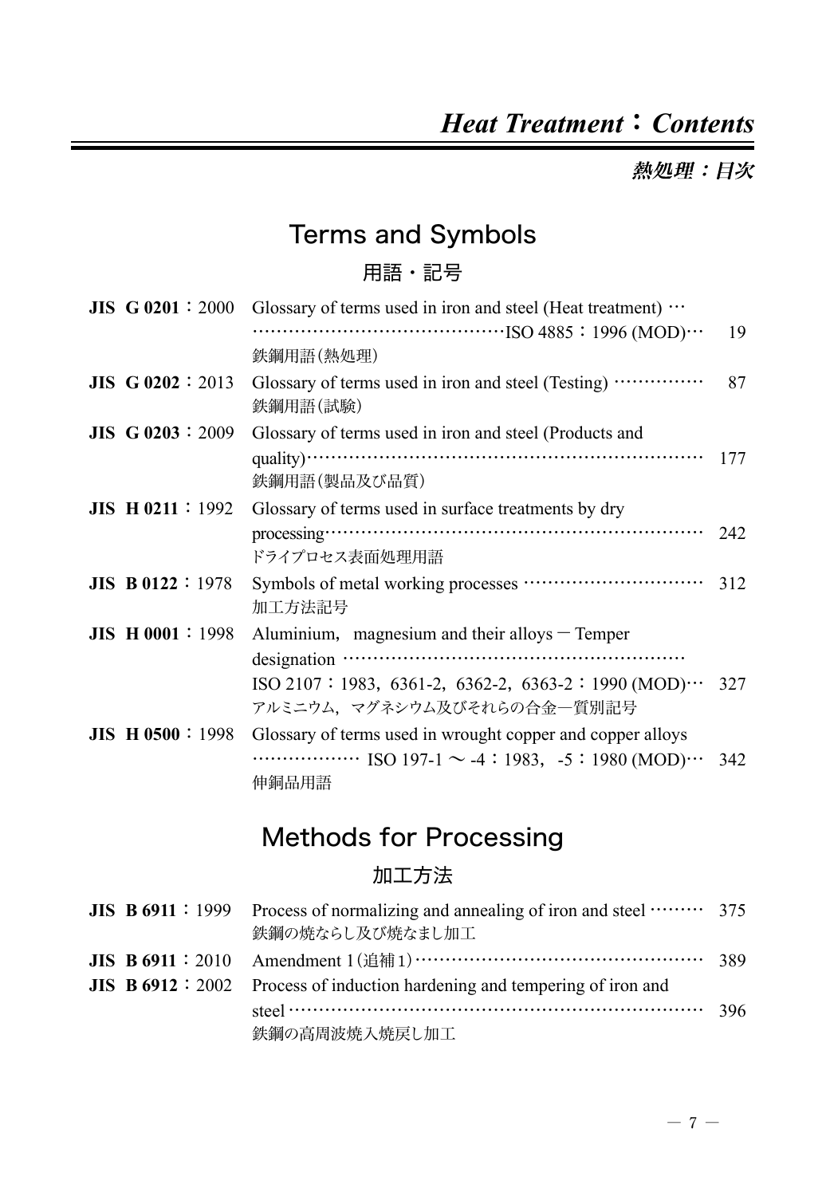# *Heat Treatment：Contents*

***熱処理：目次***

## Terms and Symbols

### 用語・記号

| Standard | Title | Page |
|---|---|---|
| **JIS G 0201**：2000 | Glossary of terms used in iron and steel (Heat treatment) …………………………………………ISO 4885：1996 (MOD)… <br>鉄鋼用語(熱処理) | 19 |
| **JIS G 0202**：2013 | Glossary of terms used in iron and steel (Testing) …………… <br>鉄鋼用語(試験) | 87 |
| **JIS G 0203**：2009 | Glossary of terms used in iron and steel (Products and quality)………………………………………………………… <br>鉄鋼用語(製品及び品質) | 177 |
| **JIS H 0211**：1992 | Glossary of terms used in surface treatments by dry processing……………………………………………………… <br>ドライプロセス表面処理用語 | 242 |
| **JIS B 0122**：1978 | Symbols of metal working processes ………………………… <br>加工方法記号 | 312 |
| **JIS H 0001**：1998 | Aluminium, magnesium and their alloys－Temper designation ………………………………………………… <br>ISO 2107：1983, 6361-2, 6362-2, 6363-2：1990 (MOD)… <br>アルミニウム，マグネシウム及びそれらの合金－質別記号 | 327 |
| **JIS H 0500**：1998 | Glossary of terms used in wrought copper and copper alloys ……………… ISO 197-1 ～ -4：1983, -5：1980 (MOD)… <br>伸銅品用語 | 342 |

## Methods for Processing

### 加工方法

| Standard | Title | Page |
|---|---|---|
| **JIS B 6911**：1999 | Process of normalizing and annealing of iron and steel ……… <br>鉄鋼の焼ならし及び焼なまし加工 | 375 |
| **JIS B 6911**：2010 | Amendment 1(追補1)………………………………………… | 389 |
| **JIS B 6912**：2002 | Process of induction hardening and tempering of iron and steel ………………………………………………………… <br>鉄鋼の高周波焼入焼戻し加工 | 396 |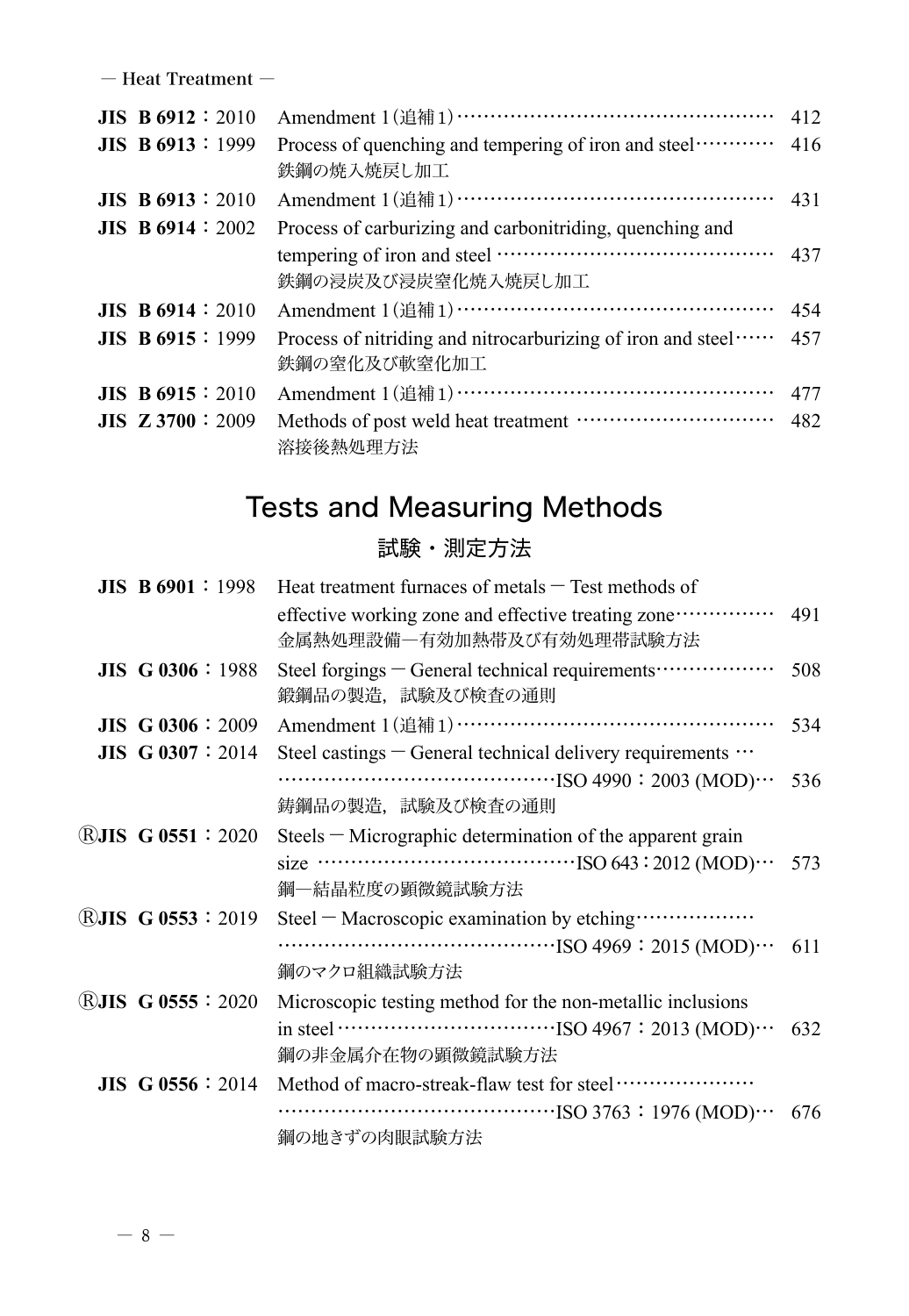— Heat Treatment —

| | | |
|---|---|---|
| **JIS B 6912**：2010 | Amendment 1（追補1）……………………………………………… | 412 |
| **JIS B 6913**：1999 | Process of quenching and tempering of iron and steel…………<br>鉄鋼の焼入焼戻し加工 | 416 |
| **JIS B 6913**：2010 | Amendment 1（追補1）……………………………………………… | 431 |
| **JIS B 6914**：2002 | Process of carburizing and carbonitriding, quenching and tempering of iron and steel ………………………………………<br>鉄鋼の浸炭及び浸炭窒化焼入焼戻し加工 | 437 |
| **JIS B 6914**：2010 | Amendment 1（追補1）……………………………………………… | 454 |
| **JIS B 6915**：1999 | Process of nitriding and nitrocarburizing of iron and steel……<br>鉄鋼の窒化及び軟窒化加工 | 457 |
| **JIS B 6915**：2010 | Amendment 1（追補1）……………………………………………… | 477 |
| **JIS Z 3700**：2009 | Methods of post weld heat treatment …………………………<br>溶接後熱処理方法 | 482 |

## Tests and Measuring Methods

### 試験・測定方法

| | | |
|---|---|---|
| **JIS B 6901**：1998 | Heat treatment furnaces of metals — Test methods of effective working zone and effective treating zone……………<br>金属熱処理設備—有効加熱帯及び有効処理帯試験方法 | 491 |
| **JIS G 0306**：1988 | Steel forgings — General technical requirements………………<br>鍛鋼品の製造，試験及び検査の通則 | 508 |
| **JIS G 0306**：2009 | Amendment 1（追補1）……………………………………………… | 534 |
| **JIS G 0307**：2014 | Steel castings — General technical delivery requirements …<br>……………………………………ISO 4990：2003 (MOD)…<br>鋳鋼品の製造，試験及び検査の通則 | 536 |
| Ⓡ**JIS G 0551**：2020 | Steels — Micrographic determination of the apparent grain size ……………………………………ISO 643：2012 (MOD)…<br>鋼—結晶粒度の顕微鏡試験方法 | 573 |
| Ⓡ**JIS G 0553**：2019 | Steel — Macroscopic examination by etching………………<br>……………………………………ISO 4969：2015 (MOD)…<br>鋼のマクロ組織試験方法 | 611 |
| Ⓡ**JIS G 0555**：2020 | Microscopic testing method for the non-metallic inclusions in steel ……………………………ISO 4967：2013 (MOD)…<br>鋼の非金属介在物の顕微鏡試験方法 | 632 |
| **JIS G 0556**：2014 | Method of macro-streak-flaw test for steel…………………<br>……………………………………ISO 3763：1976 (MOD)…<br>鋼の地きずの肉眼試験方法 | 676 |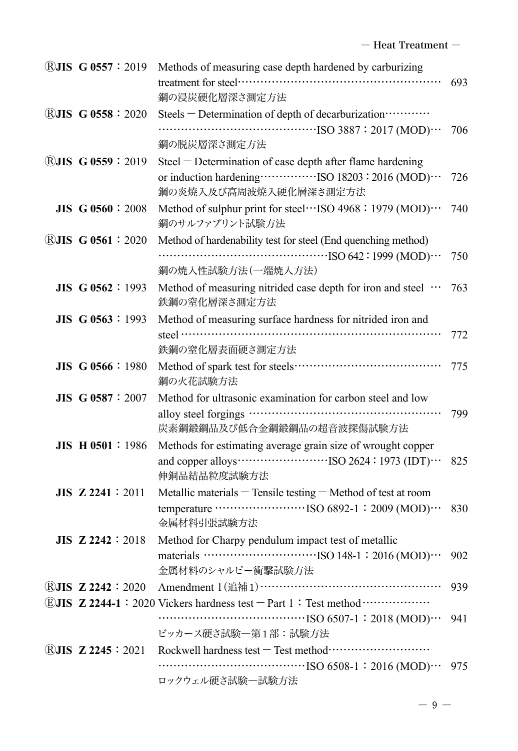| | | |
|---|---|---|
| ⓇJIS G 0557：2019 | Methods of measuring case depth hardened by carburizing treatment for steel……………………………………………… 鋼の浸炭硬化層深さ測定方法 | 693 |
| ⓇJIS G 0558：2020 | Steels − Determination of depth of decarburization…………………………………………………ISO 3887：2017 (MOD)… 鋼の脱炭層深さ測定方法 | 706 |
| ⓇJIS G 0559：2019 | Steel − Determination of case depth after flame hardening or induction hardening……………ISO 18203：2016 (MOD)… 鋼の炎焼入及び高周波焼入硬化層深さ測定方法 | 726 |
| JIS G 0560：2008 | Method of sulphur print for steel…ISO 4968：1979 (MOD)… 鋼のサルファプリント試験方法 | 740 |
| ⓇJIS G 0561：2020 | Method of hardenability test for steel (End quenching method) ……………………………………………ISO 642：1999 (MOD)… 鋼の焼入性試験方法(一端焼入方法) | 750 |
| JIS G 0562：1993 | Method of measuring nitrided case depth for iron and steel … 鉄鋼の窒化層深さ測定方法 | 763 |
| JIS G 0563：1993 | Method of measuring surface hardness for nitrided iron and steel ……………………………………………………………… 鉄鋼の窒化層表面硬さ測定方法 | 772 |
| JIS G 0566：1980 | Method of spark test for steels………………………………… 鋼の火花試験方法 | 775 |
| JIS G 0587：2007 | Method for ultrasonic examination for carbon steel and low alloy steel forgings …………………………………………… 炭素鋼鍛鋼品及び低合金鋼鍛鋼品の超音波探傷試験方法 | 799 |
| JIS H 0501：1986 | Methods for estimating average grain size of wrought copper and copper alloys……………………ISO 2624：1973 (IDT)… 伸銅品結晶粒度試験方法 | 825 |
| JIS Z 2241：2011 | Metallic materials − Tensile testing − Method of test at room temperature ……………………ISO 6892-1：2009 (MOD)… 金属材料引張試験方法 | 830 |
| JIS Z 2242：2018 | Method for Charpy pendulum impact test of metallic materials …………………………ISO 148-1：2016 (MOD)… 金属材料のシャルピー衝撃試験方法 | 902 |
| ⓇJIS Z 2242：2020 | Amendment 1(追補1)………………………………………… | 939 |
| ⒺJIS Z 2244-1：2020 | Vickers hardness test − Part 1：Test method…………………………………………………………ISO 6507-1：2018 (MOD)… ビッカース硬さ試験—第1部：試験方法 | 941 |
| ⓇJIS Z 2245：2021 | Rockwell hardness test − Test method…………………………………………………………ISO 6508-1：2016 (MOD)… ロックウェル硬さ試験—試験方法 | 975 |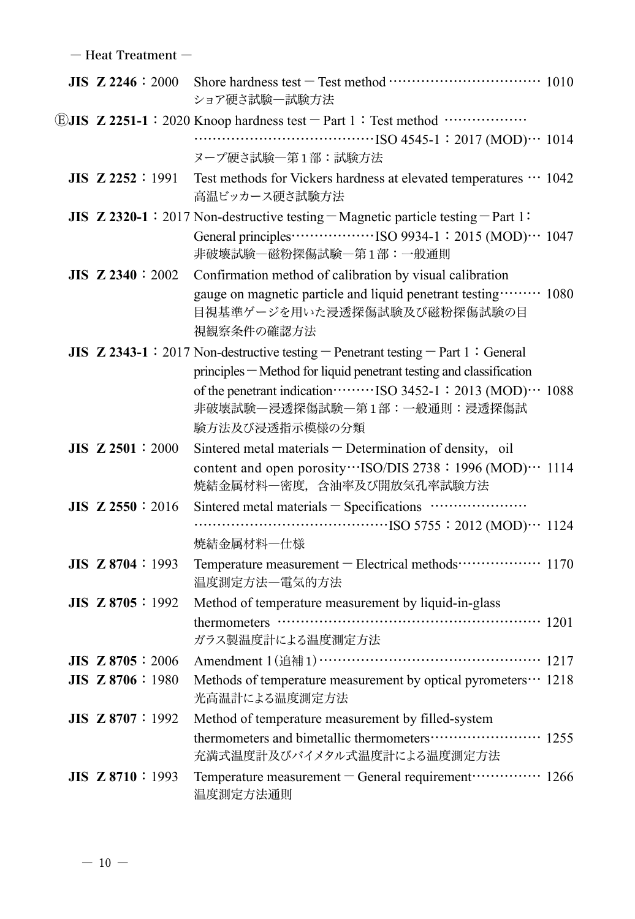― Heat Treatment ―

**JIS Z 2246**：2000 Shore hardness test ― Test method ……………………………… 1010
ショア硬さ試験―試験方法

Ⓔ**JIS Z 2251-1**：2020 Knoop hardness test ― Part 1：Test method ………………
……………………………………ISO 4545-1：2017 (MOD)… 1014
ヌープ硬さ試験―第1部：試験方法

**JIS Z 2252**：1991 Test methods for Vickers hardness at elevated temperatures … 1042
高温ビッカース硬さ試験方法

**JIS Z 2320-1**：2017 Non-destructive testing ― Magnetic particle testing ― Part 1：General principles………………ISO 9934-1：2015 (MOD)… 1047
非破壊試験―磁粉探傷試験―第1部：一般通則

**JIS Z 2340**：2002 Confirmation method of calibration by visual calibration gauge on magnetic particle and liquid penetrant testing……… 1080
目視基準ゲージを用いた浸透探傷試験及び磁粉探傷試験の目視観察条件の確認方法

**JIS Z 2343-1**：2017 Non-destructive testing ― Penetrant testing ― Part 1：General principles ― Method for liquid penetrant testing and classification of the penetrant indication………ISO 3452-1：2013 (MOD)… 1088
非破壊試験―浸透探傷試験―第1部：一般通則：浸透探傷試験方法及び浸透指示模様の分類

**JIS Z 2501**：2000 Sintered metal materials ― Determination of density, oil content and open porosity…ISO/DIS 2738：1996 (MOD)… 1114
焼結金属材料―密度，含油率及び開放気孔率試験方法

**JIS Z 2550**：2016 Sintered metal materials ― Specifications …………………
……………………………………ISO 5755：2012 (MOD)… 1124
焼結金属材料―仕様

**JIS Z 8704**：1993 Temperature measurement ― Electrical methods……………… 1170
温度測定方法―電気的方法

**JIS Z 8705**：1992 Method of temperature measurement by liquid-in-glass thermometers ………………………………………………… 1201
ガラス製温度計による温度測定方法

**JIS Z 8705**：2006 Amendment 1（追補1）………………………………………… 1217

**JIS Z 8706**：1980 Methods of temperature measurement by optical pyrometers… 1218
光高温計による温度測定方法

**JIS Z 8707**：1992 Method of temperature measurement by filled-system thermometers and bimetallic thermometers…………………… 1255
充満式温度計及びバイメタル式温度計による温度測定方法

**JIS Z 8710**：1993 Temperature measurement ― General requirement…………… 1266
温度測定方法通則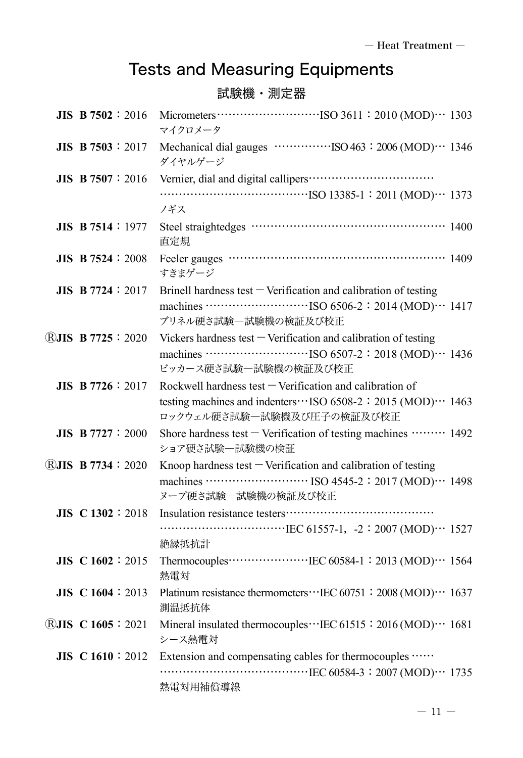# Tests and Measuring Equipments

## 試験機・測定器

**JIS B 7502**：2016 Micrometers…………………………ISO 3611：2010 (MOD)… 1303
マイクロメータ

**JIS B 7503**：2017 Mechanical dial gauges ……………ISO 463：2006 (MOD)… 1346
ダイヤルゲージ

**JIS B 7507**：2016 Vernier, dial and digital callipers……………………………………………………………ISO 13385-1：2011 (MOD)… 1373
ノギス

**JIS B 7514**：1977 Steel straightedges …………………………………………… 1400
直定規

**JIS B 7524**：2008 Feeler gauges ………………………………………………… 1409
すきまゲージ

**JIS B 7724**：2017 Brinell hardness test－Verification and calibration of testing machines ………………………ISO 6506-2：2014 (MOD)… 1417
ブリネル硬さ試験―試験機の検証及び校正

Ⓡ**JIS B 7725**：2020 Vickers hardness test－Verification and calibration of testing machines ………………………ISO 6507-2：2018 (MOD)… 1436
ビッカース硬さ試験―試験機の検証及び校正

**JIS B 7726**：2017 Rockwell hardness test－Verification and calibration of testing machines and indenters…ISO 6508-2：2015 (MOD)… 1463
ロックウェル硬さ試験―試験機及び圧子の検証及び校正

**JIS B 7727**：2000 Shore hardness test－Verification of testing machines ……… 1492
ショア硬さ試験―試験機の検証

Ⓡ**JIS B 7734**：2020 Knoop hardness test－Verification and calibration of testing machines ……………………… ISO 4545-2：2017 (MOD)… 1498
ヌープ硬さ試験―試験機の検証及び校正

**JIS C 1302**：2018 Insulation resistance testers…………………………………………………………………IEC 61557-1，-2：2007 (MOD)… 1527
絶縁抵抗計

**JIS C 1602**：2015 Thermocouples…………………IEC 60584-1：2013 (MOD)… 1564
熱電対

**JIS C 1604**：2013 Platinum resistance thermometers…IEC 60751：2008 (MOD)… 1637
測温抵抗体

Ⓡ**JIS C 1605**：2021 Mineral insulated thermocouples…IEC 61515：2016 (MOD)… 1681
シース熱電対

**JIS C 1610**：2012 Extension and compensating cables for thermocouples ……………………………………………IEC 60584-3：2007 (MOD)… 1735
熱電対用補償導線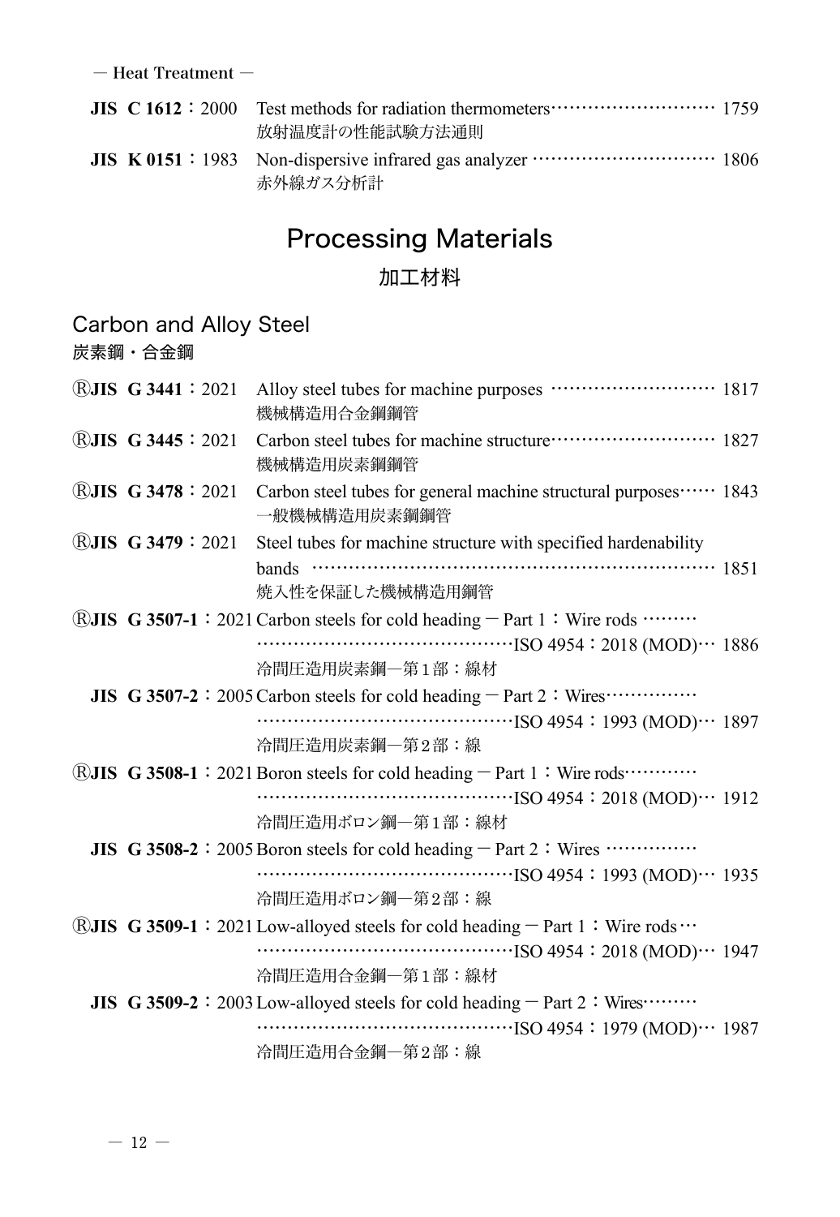— Heat Treatment —

**JIS C 1612**：2000 Test methods for radiation thermometers ……………………… 1759
放射温度計の性能試験方法通則

**JIS K 0151**：1983 Non-dispersive infrared gas analyzer ………………………… 1806
赤外線ガス分析計

# Processing Materials

## 加工材料

### Carbon and Alloy Steel

### 炭素鋼・合金鋼

Ⓡ**JIS G 3441**：2021 Alloy steel tubes for machine purposes ……………………… 1817
機械構造用合金鋼鋼管

Ⓡ**JIS G 3445**：2021 Carbon steel tubes for machine structure……………………… 1827
機械構造用炭素鋼鋼管

Ⓡ**JIS G 3478**：2021 Carbon steel tubes for general machine structural purposes…… 1843
一般機械構造用炭素鋼鋼管

Ⓡ**JIS G 3479**：2021 Steel tubes for machine structure with specified hardenability bands ………………………………………………………… 1851
焼入性を保証した機械構造用鋼管

Ⓡ**JIS G 3507-1**：2021 Carbon steels for cold heading − Part 1：Wire rods ……… ……………………………………ISO 4954：2018 (MOD)… 1886
冷間圧造用炭素鋼—第１部：線材

**JIS G 3507-2**：2005 Carbon steels for cold heading − Part 2：Wires…………… ……………………………………ISO 4954：1993 (MOD)… 1897
冷間圧造用炭素鋼—第２部：線

Ⓡ**JIS G 3508-1**：2021 Boron steels for cold heading − Part 1：Wire rods………… ……………………………………ISO 4954：2018 (MOD)… 1912
冷間圧造用ボロン鋼—第１部：線材

**JIS G 3508-2**：2005 Boron steels for cold heading − Part 2：Wires …………… ……………………………………ISO 4954：1993 (MOD)… 1935
冷間圧造用ボロン鋼—第２部：線

Ⓡ**JIS G 3509-1**：2021 Low-alloyed steels for cold heading − Part 1：Wire rods … ……………………………………ISO 4954：2018 (MOD)… 1947
冷間圧造用合金鋼—第１部：線材

**JIS G 3509-2**：2003 Low-alloyed steels for cold heading − Part 2：Wires……… ……………………………………ISO 4954：1979 (MOD)… 1987
冷間圧造用合金鋼—第２部：線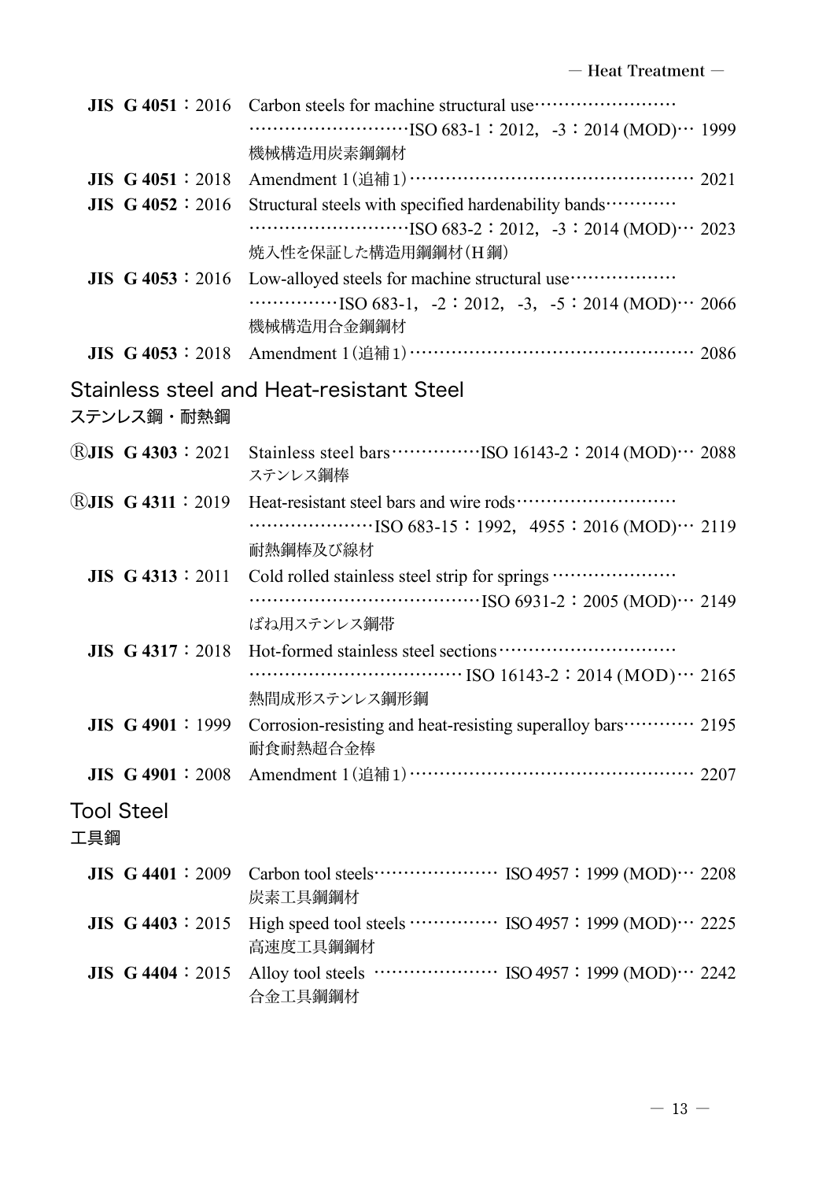**JIS G 4051**：2016 Carbon steels for machine structural use……………………… ………………………ISO 683-1：2012, -3：2014 (MOD)… 1999
機械構造用炭素鋼鋼材

**JIS G 4051**：2018 Amendment 1（追補1）…………………………………………… 2021

**JIS G 4052**：2016 Structural steels with specified hardenability bands………… ………………………ISO 683-2：2012, -3：2014 (MOD)… 2023
焼入性を保証した構造用鋼鋼材（H鋼）

**JIS G 4053**：2016 Low-alloyed steels for machine structural use……………… ……………ISO 683-1, -2：2012, -3, -5：2014 (MOD)… 2066
機械構造用合金鋼鋼材

**JIS G 4053**：2018 Amendment 1（追補1）…………………………………………… 2086

## Stainless steel and Heat-resistant Steel
## ステンレス鋼・耐熱鋼

Ⓡ**JIS G 4303**：2021 Stainless steel bars……………ISO 16143-2：2014 (MOD)… 2088
ステンレス鋼棒

Ⓡ**JIS G 4311**：2019 Heat-resistant steel bars and wire rods……………………… …………………ISO 683-15：1992, 4955：2016 (MOD)… 2119
耐熱鋼棒及び線材

**JIS G 4313**：2011 Cold rolled stainless steel strip for springs ………………… ……………………………………ISO 6931-2：2005 (MOD)… 2149
ばね用ステンレス鋼帯

**JIS G 4317**：2018 Hot-formed stainless steel sections………………………… ………………………………… ISO 16143-2：2014 (MOD)… 2165
熱間成形ステンレス鋼形鋼

**JIS G 4901**：1999 Corrosion-resisting and heat-resisting superalloy bars………… 2195
耐食耐熱超合金棒

**JIS G 4901**：2008 Amendment 1（追補1）…………………………………………… 2207

## Tool Steel
## 工具鋼

**JIS G 4401**：2009 Carbon tool steels………………… ISO 4957：1999 (MOD)… 2208
炭素工具鋼鋼材

**JIS G 4403**：2015 High speed tool steels …………… ISO 4957：1999 (MOD)… 2225
高速度工具鋼鋼材

**JIS G 4404**：2015 Alloy tool steels ………………… ISO 4957：1999 (MOD)… 2242
合金工具鋼鋼材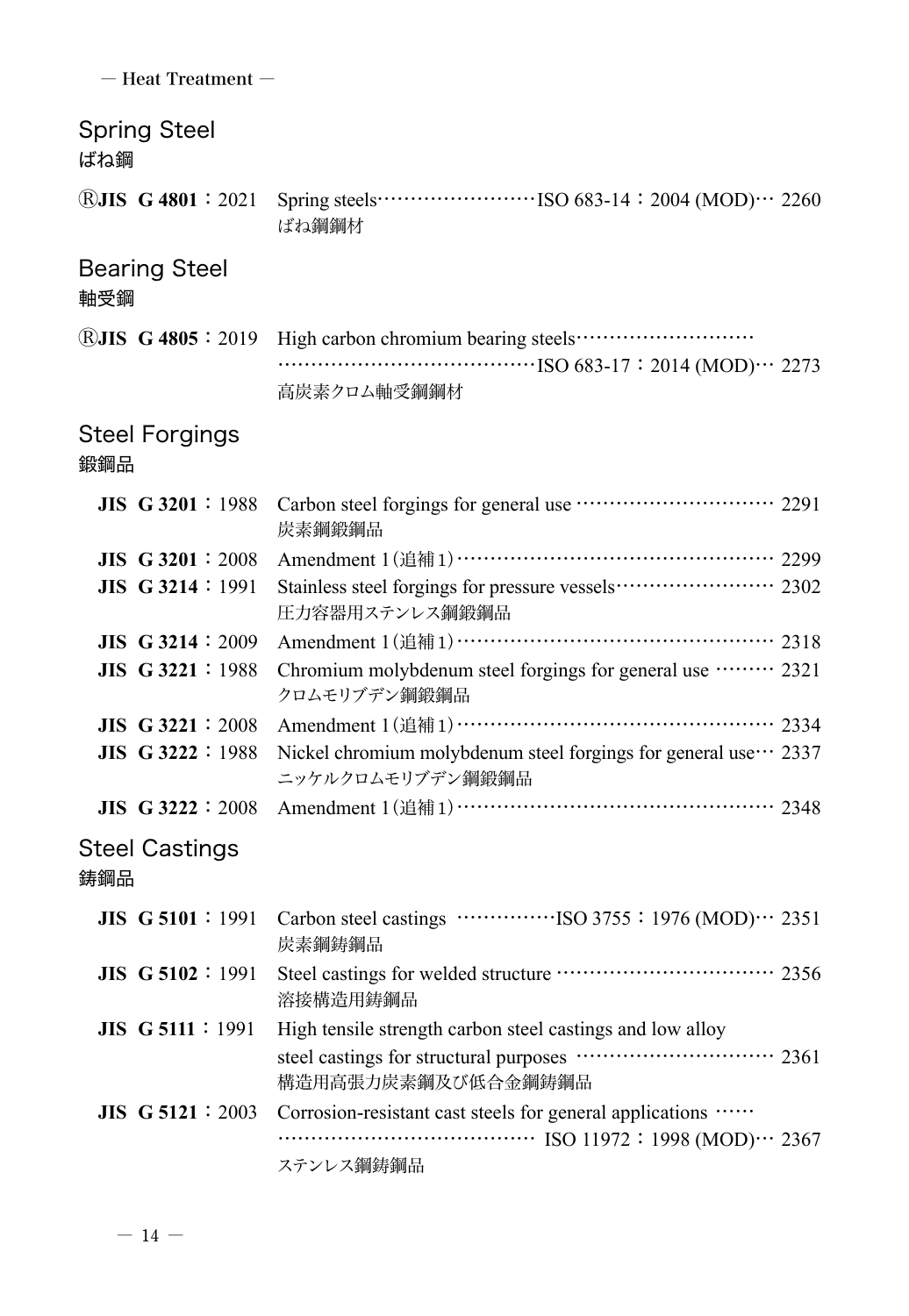## Spring Steel
ばね鋼

| | | | |
|---|---|---|---|
| ⓇJIS G 4801：2021 | Spring steels<br>ばね鋼鋼材 | ISO 683-14：2004 (MOD) | 2260 |

## Bearing Steel
軸受鋼

| | | | |
|---|---|---|---|
| ⓇJIS G 4805：2019 | High carbon chromium bearing steels<br>高炭素クロム軸受鋼鋼材 | ISO 683-17：2014 (MOD) | 2273 |

## Steel Forgings
鍛鋼品

| | | |
|---|---|---|
| JIS G 3201：1988 | Carbon steel forgings for general use<br>炭素鋼鍛鋼品 | 2291 |
| JIS G 3201：2008 | Amendment 1（追補1） | 2299 |
| JIS G 3214：1991 | Stainless steel forgings for pressure vessels<br>圧力容器用ステンレス鋼鍛鋼品 | 2302 |
| JIS G 3214：2009 | Amendment 1（追補1） | 2318 |
| JIS G 3221：1988 | Chromium molybdenum steel forgings for general use<br>クロムモリブデン鋼鍛鋼品 | 2321 |
| JIS G 3221：2008 | Amendment 1（追補1） | 2334 |
| JIS G 3222：1988 | Nickel chromium molybdenum steel forgings for general use<br>ニッケルクロムモリブデン鋼鍛鋼品 | 2337 |
| JIS G 3222：2008 | Amendment 1（追補1） | 2348 |

## Steel Castings
鋳鋼品

| | | | |
|---|---|---|---|
| JIS G 5101：1991 | Carbon steel castings<br>炭素鋼鋳鋼品 | ISO 3755：1976 (MOD) | 2351 |
| JIS G 5102：1991 | Steel castings for welded structure<br>溶接構造用鋳鋼品 | | 2356 |
| JIS G 5111：1991 | High tensile strength carbon steel castings and low alloy steel castings for structural purposes<br>構造用高張力炭素鋼及び低合金鋼鋳鋼品 | | 2361 |
| JIS G 5121：2003 | Corrosion-resistant cast steels for general applications<br>ステンレス鋼鋳鋼品 | ISO 11972：1998 (MOD) | 2367 |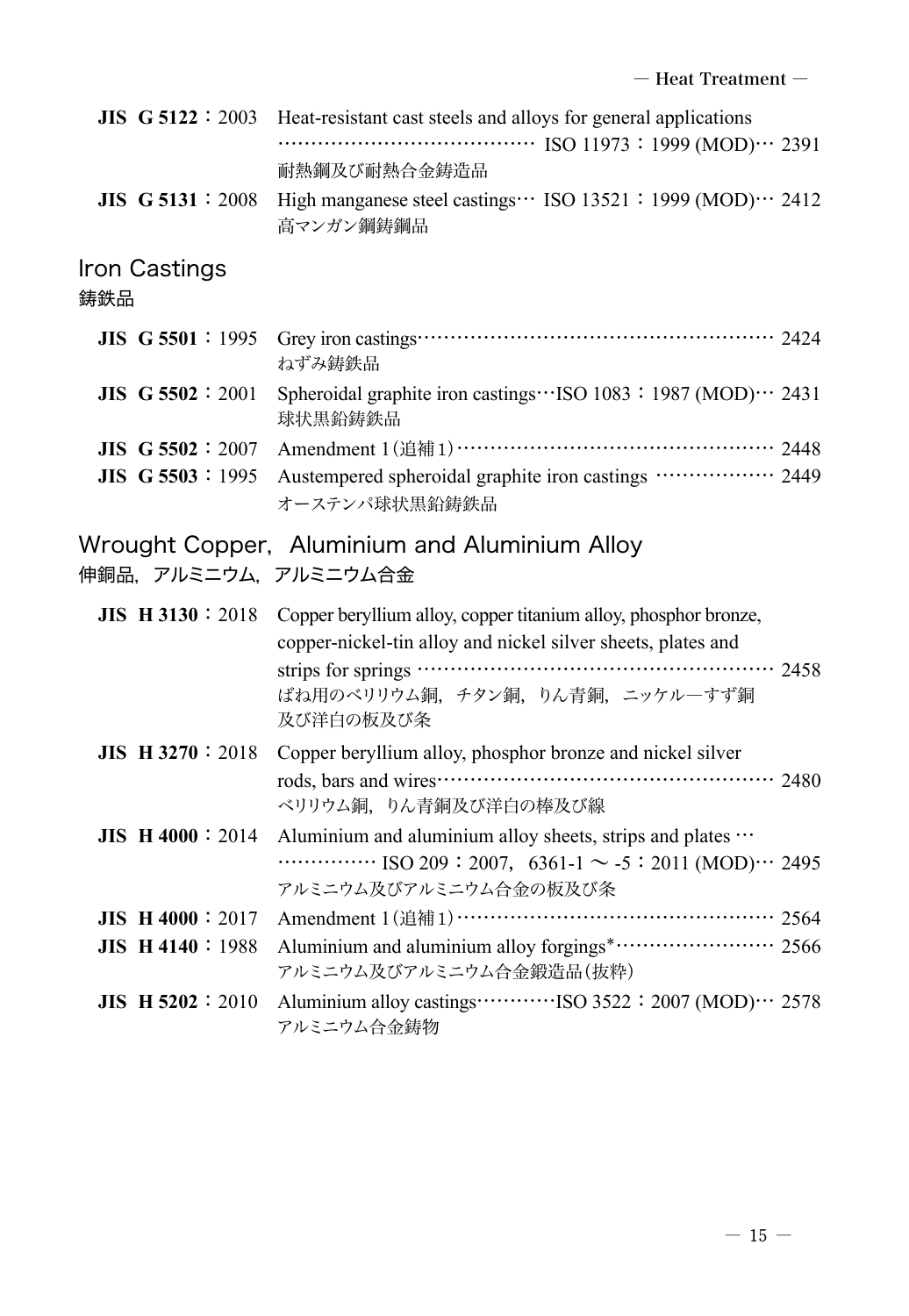**JIS G 5122：2003** Heat-resistant cast steels and alloys for general applications …………………………………… ISO 11973：1999 (MOD)… 2391
耐熱鋼及び耐熱合金鋳造品

**JIS G 5131：2008** High manganese steel castings… ISO 13521：1999 (MOD)… 2412
高マンガン鋼鋳鋼品

## Iron Castings
### 鋳鉄品

**JIS G 5501：1995** Grey iron castings……………………………………………… 2424
ねずみ鋳鉄品

**JIS G 5502：2001** Spheroidal graphite iron castings…ISO 1083：1987 (MOD)… 2431
球状黒鉛鋳鉄品

**JIS G 5502：2007** Amendment 1（追補1）…………………………………………… 2448

**JIS G 5503：1995** Austempered spheroidal graphite iron castings ……………… 2449
オーステンパ球状黒鉛鋳鉄品

## Wrought Copper, Aluminium and Aluminium Alloy
### 伸銅品，アルミニウム，アルミニウム合金

**JIS H 3130：2018** Copper beryllium alloy, copper titanium alloy, phosphor bronze, copper-nickel-tin alloy and nickel silver sheets, plates and strips for springs ……………………………………………… 2458
ばね用のベリリウム銅，チタン銅，りん青銅，ニッケル―すず銅及び洋白の板及び条

**JIS H 3270：2018** Copper beryllium alloy, phosphor bronze and nickel silver rods, bars and wires……………………………………………… 2480
ベリリウム銅，りん青銅及び洋白の棒及び線

**JIS H 4000：2014** Aluminium and aluminium alloy sheets, strips and plates … …………… ISO 209：2007，6361-1 ～ -5：2011 (MOD)… 2495
アルミニウム及びアルミニウム合金の板及び条

**JIS H 4000：2017** Amendment 1（追補1）…………………………………………… 2564

**JIS H 4140：1988** Aluminium and aluminium alloy forgings*…………………… 2566
アルミニウム及びアルミニウム合金鍛造品（抜粋）

**JIS H 5202：2010** Aluminium alloy castings…………ISO 3522：2007 (MOD)… 2578
アルミニウム合金鋳物